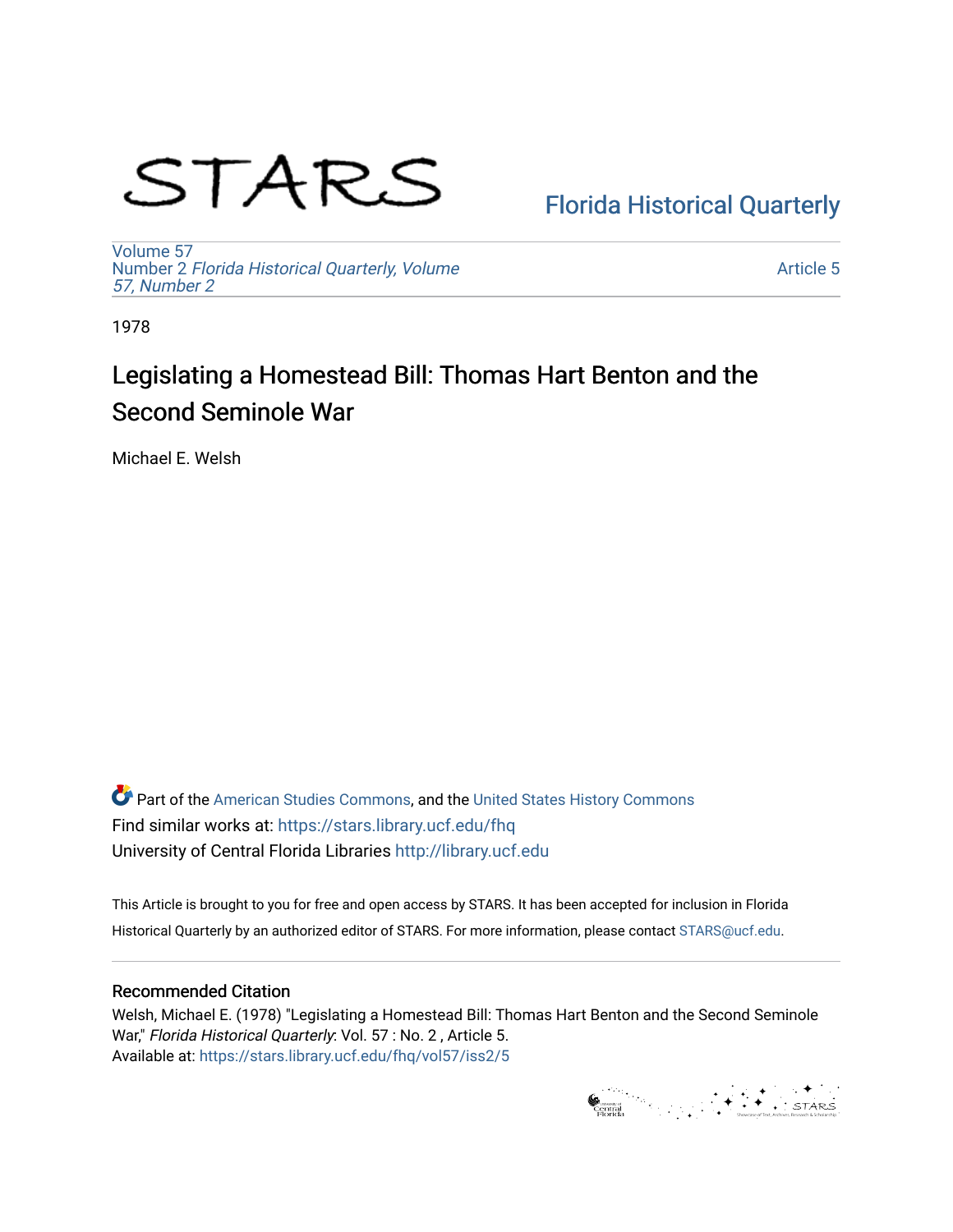STARS

Florida Historical Quarterly

Volume 57
Number 2 *Florida Historical Quarterly, Volume 57, Number 2*

Article 5

1978

# Legislating a Homestead Bill: Thomas Hart Benton and the Second Seminole War

Michael E. Welsh

Part of the American Studies Commons, and the United States History Commons
Find similar works at: https://stars.library.ucf.edu/fhq
University of Central Florida Libraries http://library.ucf.edu

This Article is brought to you for free and open access by STARS. It has been accepted for inclusion in Florida Historical Quarterly by an authorized editor of STARS. For more information, please contact STARS@ucf.edu.

## Recommended Citation

Welsh, Michael E. (1978) "Legislating a Homestead Bill: Thomas Hart Benton and the Second Seminole War," *Florida Historical Quarterly*: Vol. 57 : No. 2 , Article 5.
Available at: https://stars.library.ucf.edu/fhq/vol57/iss2/5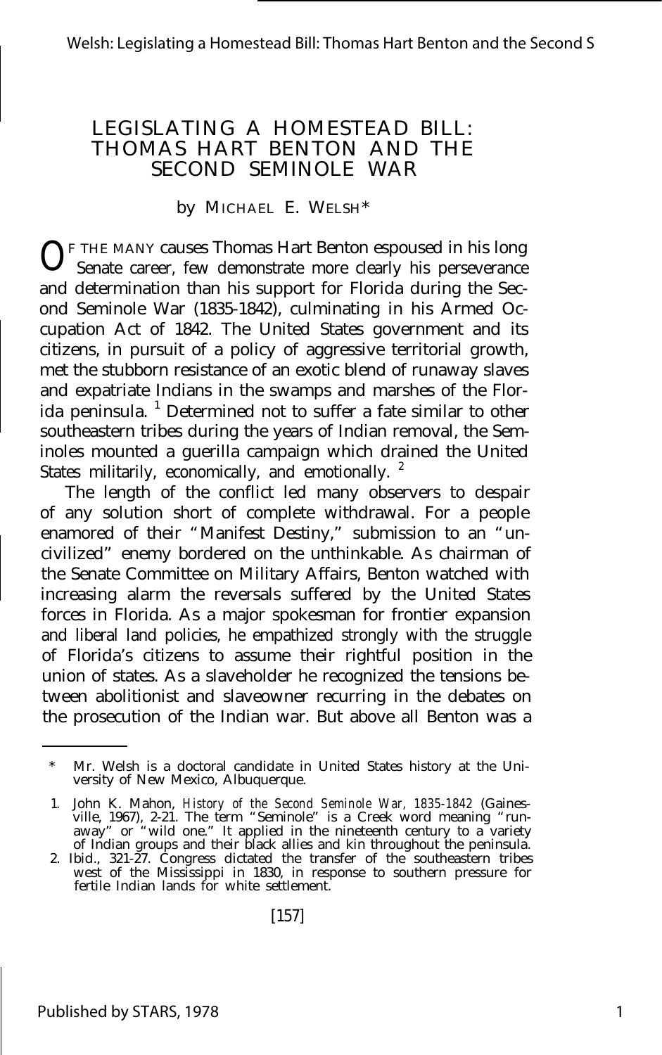# LEGISLATING A HOMESTEAD BILL: THOMAS HART BENTON AND THE SECOND SEMINOLE WAR

by MICHAEL E. WELSH*

OF THE MANY causes Thomas Hart Benton espoused in his long Senate career, few demonstrate more clearly his perseverance and determination than his support for Florida during the Second Seminole War (1835-1842), culminating in his Armed Occupation Act of 1842. The United States government and its citizens, in pursuit of a policy of aggressive territorial growth, met the stubborn resistance of an exotic blend of runaway slaves and expatriate Indians in the swamps and marshes of the Florida peninsula. [1] Determined not to suffer a fate similar to other southeastern tribes during the years of Indian removal, the Seminoles mounted a guerilla campaign which drained the United States militarily, economically, and emotionally. [2]

The length of the conflict led many observers to despair of any solution short of complete withdrawal. For a people enamored of their "Manifest Destiny," submission to an "uncivilized" enemy bordered on the unthinkable. As chairman of the Senate Committee on Military Affairs, Benton watched with increasing alarm the reversals suffered by the United States forces in Florida. As a major spokesman for frontier expansion and liberal land policies, he empathized strongly with the struggle of Florida's citizens to assume their rightful position in the union of states. As a slaveholder he recognized the tensions between abolitionist and slaveowner recurring in the debates on the prosecution of the Indian war. But above all Benton was a

---

\* Mr. Welsh is a doctoral candidate in United States history at the University of New Mexico, Albuquerque.

1. John K. Mahon, *History of the Second Seminole War, 1835-1842* (Gainesville, 1967), 2-21. The term "Seminole" is a Creek word meaning "runaway" or "wild one." It applied in the nineteenth century to a variety of Indian groups and their black allies and kin throughout the peninsula.
2. Ibid., 321-27. Congress dictated the transfer of the southeastern tribes west of the Mississippi in 1830, in response to southern pressure for fertile Indian lands for white settlement.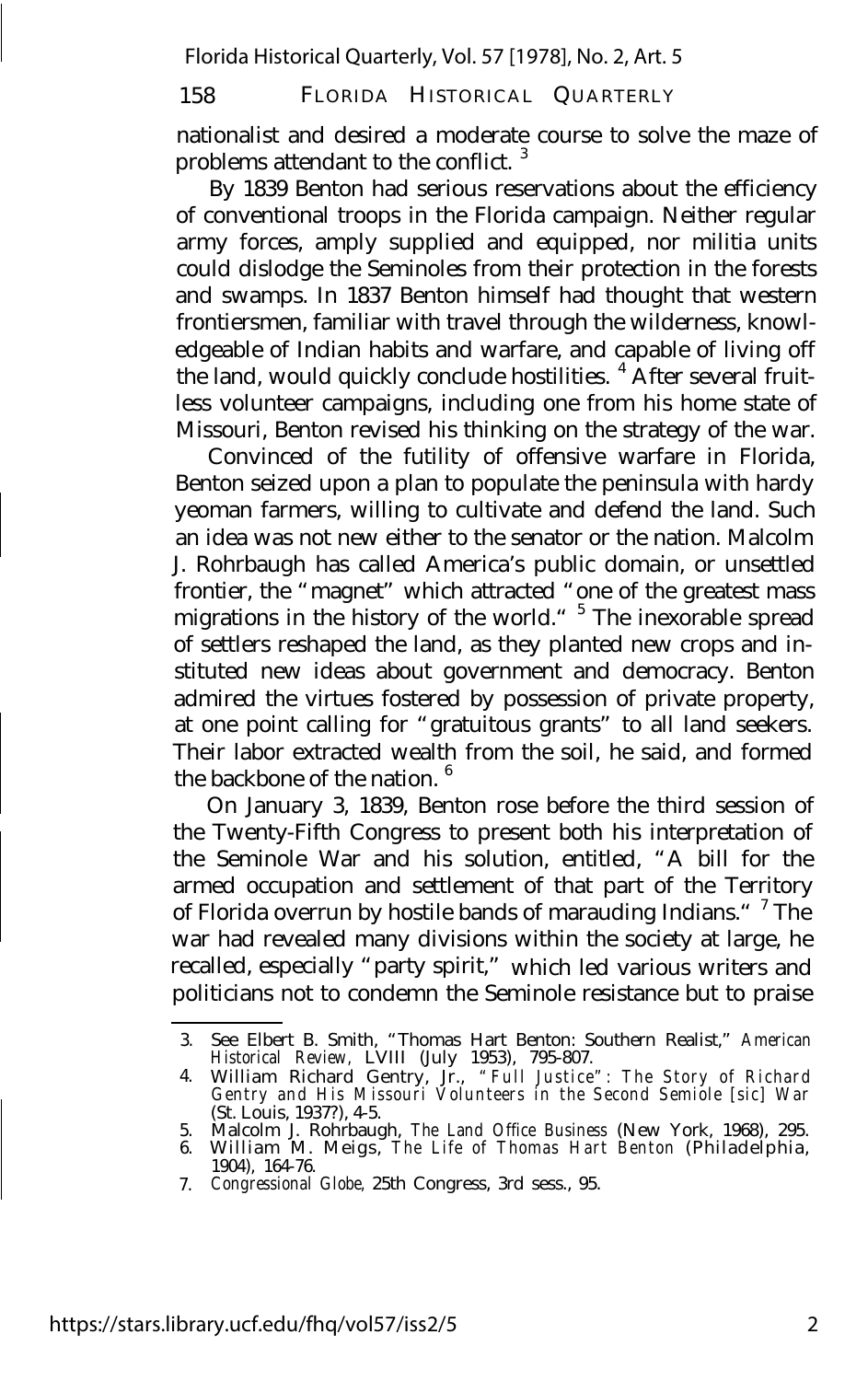nationalist and desired a moderate course to solve the maze of problems attendant to the conflict. [3]

By 1839 Benton had serious reservations about the efficiency of conventional troops in the Florida campaign. Neither regular army forces, amply supplied and equipped, nor militia units could dislodge the Seminoles from their protection in the forests and swamps. In 1837 Benton himself had thought that western frontiersmen, familiar with travel through the wilderness, knowledgeable of Indian habits and warfare, and capable of living off the land, would quickly conclude hostilities. [4] After several fruitless volunteer campaigns, including one from his home state of Missouri, Benton revised his thinking on the strategy of the war.

Convinced of the futility of offensive warfare in Florida, Benton seized upon a plan to populate the peninsula with hardy yeoman farmers, willing to cultivate and defend the land. Such an idea was not new either to the senator or the nation. Malcolm J. Rohrbaugh has called America's public domain, or unsettled frontier, the "magnet" which attracted "one of the greatest mass migrations in the history of the world." [5] The inexorable spread of settlers reshaped the land, as they planted new crops and instituted new ideas about government and democracy. Benton admired the virtues fostered by possession of private property, at one point calling for "gratuitous grants" to all land seekers. Their labor extracted wealth from the soil, he said, and formed the backbone of the nation. [6]

On January 3, 1839, Benton rose before the third session of the Twenty-Fifth Congress to present both his interpretation of the Seminole War and his solution, entitled, "A bill for the armed occupation and settlement of that part of the Territory of Florida overrun by hostile bands of marauding Indians." [7] The war had revealed many divisions within the society at large, he recalled, especially "party spirit," which led various writers and politicians not to condemn the Seminole resistance but to praise

---

3. See Elbert B. Smith, "Thomas Hart Benton: Southern Realist," *American Historical Review*, LVIII (July 1953), 795-807.
4. William Richard Gentry, Jr., *"Full Justice": The Story of Richard Gentry and His Missouri Volunteers in the Second Semiole [sic] War* (St. Louis, 1937?), 4-5.
5. Malcolm J. Rohrbaugh, *The Land Office Business* (New York, 1968), 295.
6. William M. Meigs, *The Life of Thomas Hart Benton* (Philadelphia, 1904), 164-76.
7. *Congressional Globe*, 25th Congress, 3rd sess., 95.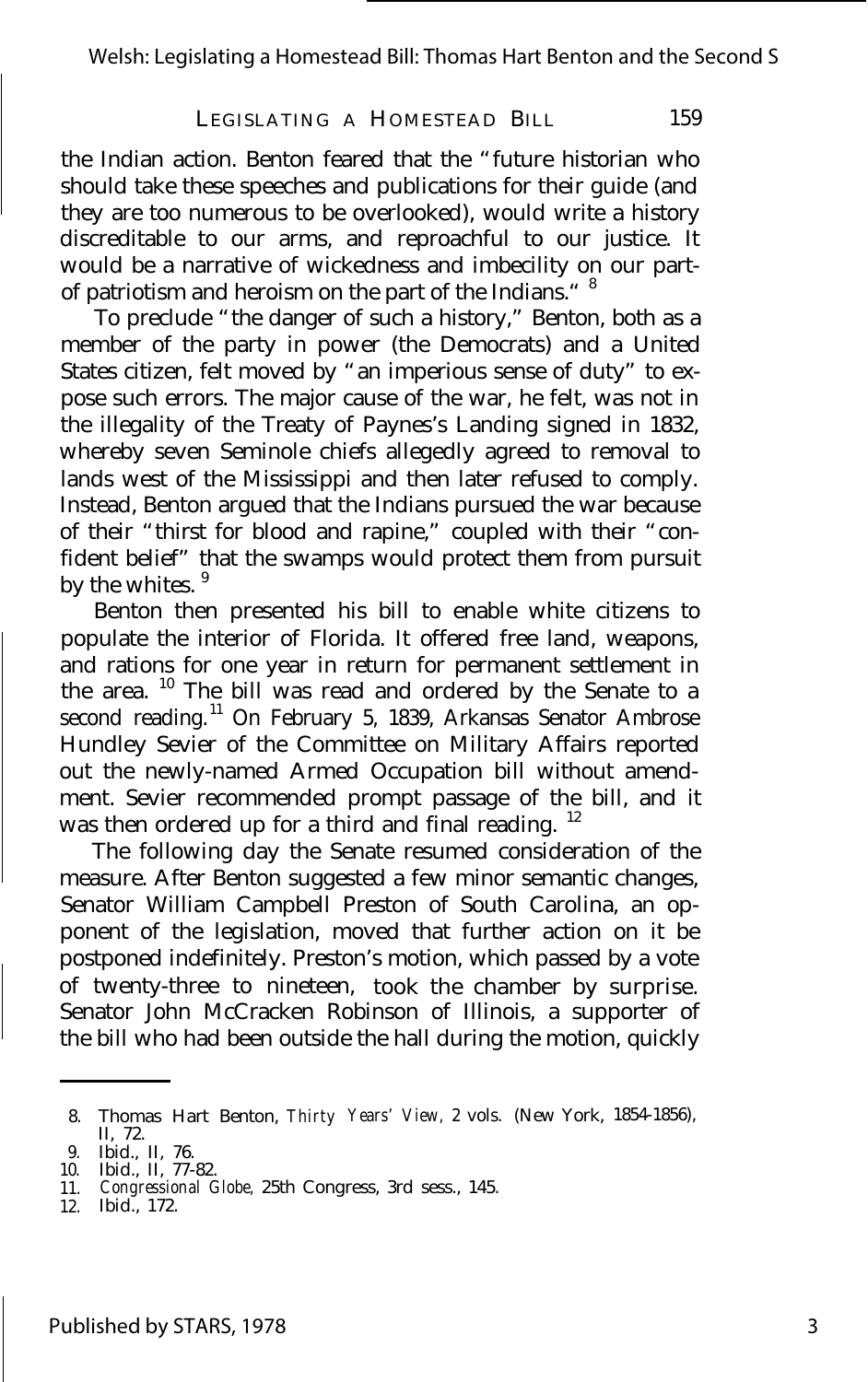the Indian action. Benton feared that the "future historian who should take these speeches and publications for their guide (and they are too numerous to be overlooked), would write a history discreditable to our arms, and reproachful to our justice. It would be a narrative of wickedness and imbecility on our part- of patriotism and heroism on the part of the Indians."[8]

To preclude "the danger of such a history," Benton, both as a member of the party in power (the Democrats) and a United States citizen, felt moved by "an imperious sense of duty" to expose such errors. The major cause of the war, he felt, was not in the illegality of the Treaty of Paynes's Landing signed in 1832, whereby seven Seminole chiefs allegedly agreed to removal to lands west of the Mississippi and then later refused to comply. Instead, Benton argued that the Indians pursued the war because of their "thirst for blood and rapine," coupled with their "confident belief" that the swamps would protect them from pursuit by the whites.[9]

Benton then presented his bill to enable white citizens to populate the interior of Florida. It offered free land, weapons, and rations for one year in return for permanent settlement in the area.[10] The bill was read and ordered by the Senate to a second reading.[11] On February 5, 1839, Arkansas Senator Ambrose Hundley Sevier of the Committee on Military Affairs reported out the newly-named Armed Occupation bill without amendment. Sevier recommended prompt passage of the bill, and it was then ordered up for a third and final reading.[12]

The following day the Senate resumed consideration of the measure. After Benton suggested a few minor semantic changes, Senator William Campbell Preston of South Carolina, an opponent of the legislation, moved that further action on it be postponed indefinitely. Preston's motion, which passed by a vote of twenty-three to nineteen, took the chamber by surprise. Senator John McCracken Robinson of Illinois, a supporter of the bill who had been outside the hall during the motion, quickly

---

8. Thomas Hart Benton, *Thirty Years' View*, 2 vols. (New York, 1854-1856), II, 72.
9. Ibid., II, 76.
10. Ibid., II, 77-82.
11. *Congressional Globe*, 25th Congress, 3rd sess., 145.
12. Ibid., 172.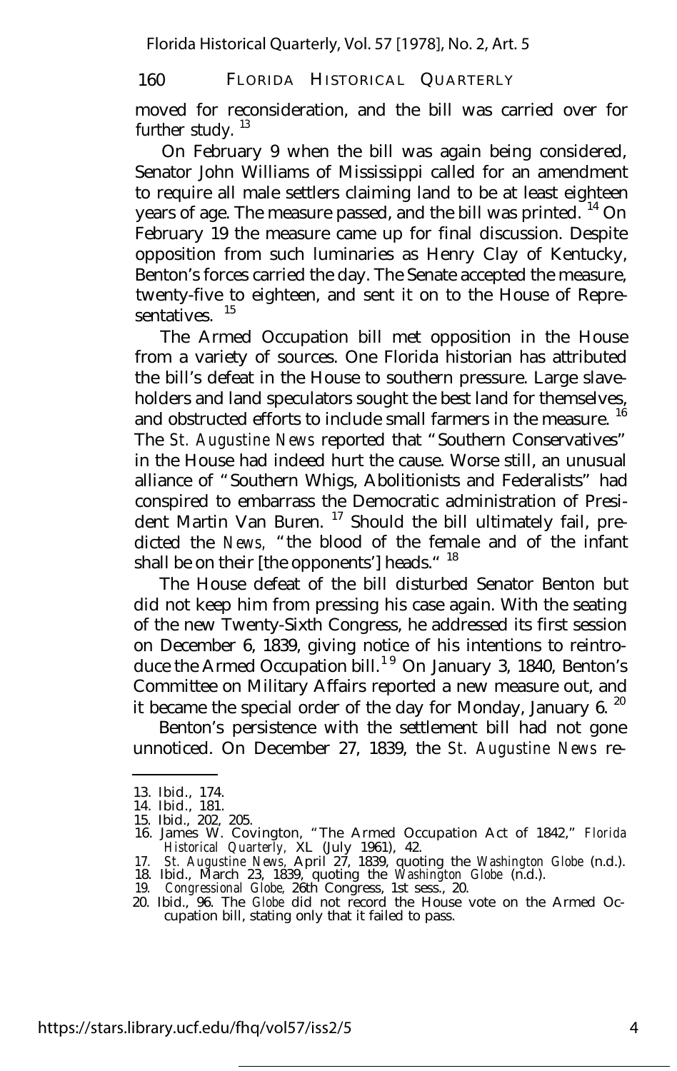moved for reconsideration, and the bill was carried over for further study. [13]

On February 9 when the bill was again being considered, Senator John Williams of Mississippi called for an amendment to require all male settlers claiming land to be at least eighteen years of age. The measure passed, and the bill was printed. [14] On February 19 the measure came up for final discussion. Despite opposition from such luminaries as Henry Clay of Kentucky, Benton's forces carried the day. The Senate accepted the measure, twenty-five to eighteen, and sent it on to the House of Representatives. [15]

The Armed Occupation bill met opposition in the House from a variety of sources. One Florida historian has attributed the bill's defeat in the House to southern pressure. Large slaveholders and land speculators sought the best land for themselves, and obstructed efforts to include small farmers in the measure. [16] The *St. Augustine News* reported that "Southern Conservatives" in the House had indeed hurt the cause. Worse still, an unusual alliance of "Southern Whigs, Abolitionists and Federalists" had conspired to embarrass the Democratic administration of President Martin Van Buren. [17] Should the bill ultimately fail, predicted the *News*, "the blood of the female and of the infant shall be on their [the opponents'] heads." [18]

The House defeat of the bill disturbed Senator Benton but did not keep him from pressing his case again. With the seating of the new Twenty-Sixth Congress, he addressed its first session on December 6, 1839, giving notice of his intentions to reintroduce the Armed Occupation bill. [19] On January 3, 1840, Benton's Committee on Military Affairs reported a new measure out, and it became the special order of the day for Monday, January 6. [20]

Benton's persistence with the settlement bill had not gone unnoticed. On December 27, 1839, the *St. Augustine News* re-

---

13. Ibid., 174.
14. Ibid., 181.
15. Ibid., 202, 205.
16. James W. Covington, "The Armed Occupation Act of 1842," *Florida Historical Quarterly*, XL (July 1961), 42.
17. *St. Augustine News*, April 27, 1839, quoting the *Washington Globe* (n.d.).
18. Ibid., March 23, 1839, quoting the *Washington Globe* (n.d.).
19. *Congressional Globe*, 26th Congress, 1st sess., 20.
20. Ibid., 96. The *Globe* did not record the House vote on the Armed Occupation bill, stating only that it failed to pass.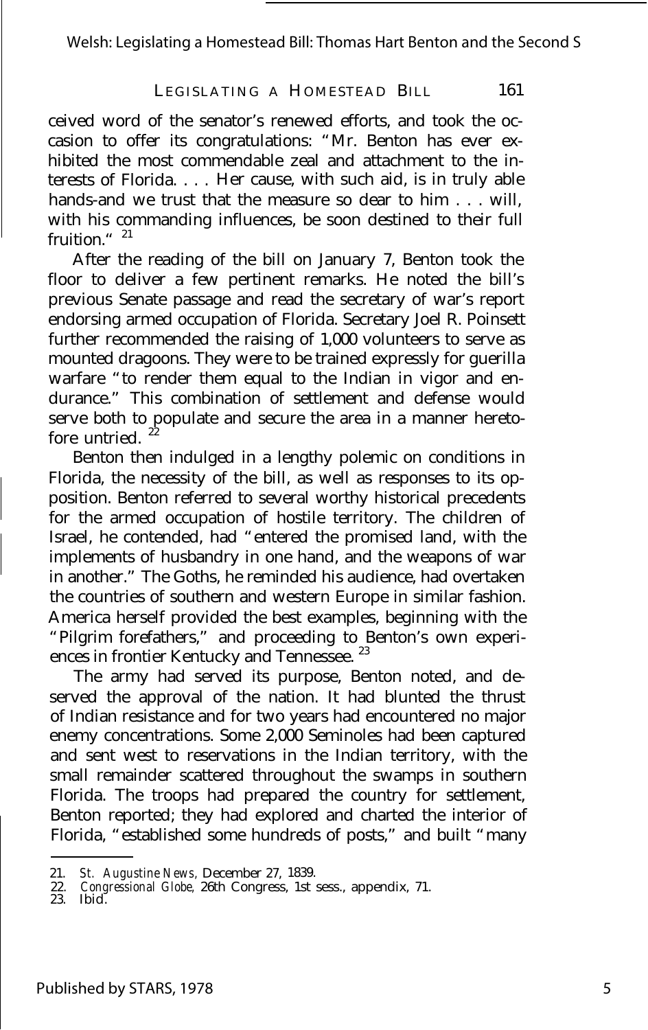ceived word of the senator's renewed efforts, and took the occasion to offer its congratulations: "Mr. Benton has ever exhibited the most commendable zeal and attachment to the interests of Florida. . . . Her cause, with such aid, is in truly able hands-and we trust that the measure so dear to him . . . will, with his commanding influences, be soon destined to their full fruition."[21]

After the reading of the bill on January 7, Benton took the floor to deliver a few pertinent remarks. He noted the bill's previous Senate passage and read the secretary of war's report endorsing armed occupation of Florida. Secretary Joel R. Poinsett further recommended the raising of 1,000 volunteers to serve as mounted dragoons. They were to be trained expressly for guerilla warfare "to render them equal to the Indian in vigor and endurance." This combination of settlement and defense would serve both to populate and secure the area in a manner heretofore untried.[22]

Benton then indulged in a lengthy polemic on conditions in Florida, the necessity of the bill, as well as responses to its opposition. Benton referred to several worthy historical precedents for the armed occupation of hostile territory. The children of Israel, he contended, had "entered the promised land, with the implements of husbandry in one hand, and the weapons of war in another." The Goths, he reminded his audience, had overtaken the countries of southern and western Europe in similar fashion. America herself provided the best examples, beginning with the "Pilgrim forefathers," and proceeding to Benton's own experiences in frontier Kentucky and Tennessee.[23]

The army had served its purpose, Benton noted, and deserved the approval of the nation. It had blunted the thrust of Indian resistance and for two years had encountered no major enemy concentrations. Some 2,000 Seminoles had been captured and sent west to reservations in the Indian territory, with the small remainder scattered throughout the swamps in southern Florida. The troops had prepared the country for settlement, Benton reported; they had explored and charted the interior of Florida, "established some hundreds of posts," and built "many

21. *St. Augustine News*, December 27, 1839.
22. *Congressional Globe*, 26th Congress, 1st sess., appendix, 71.
23. Ibid.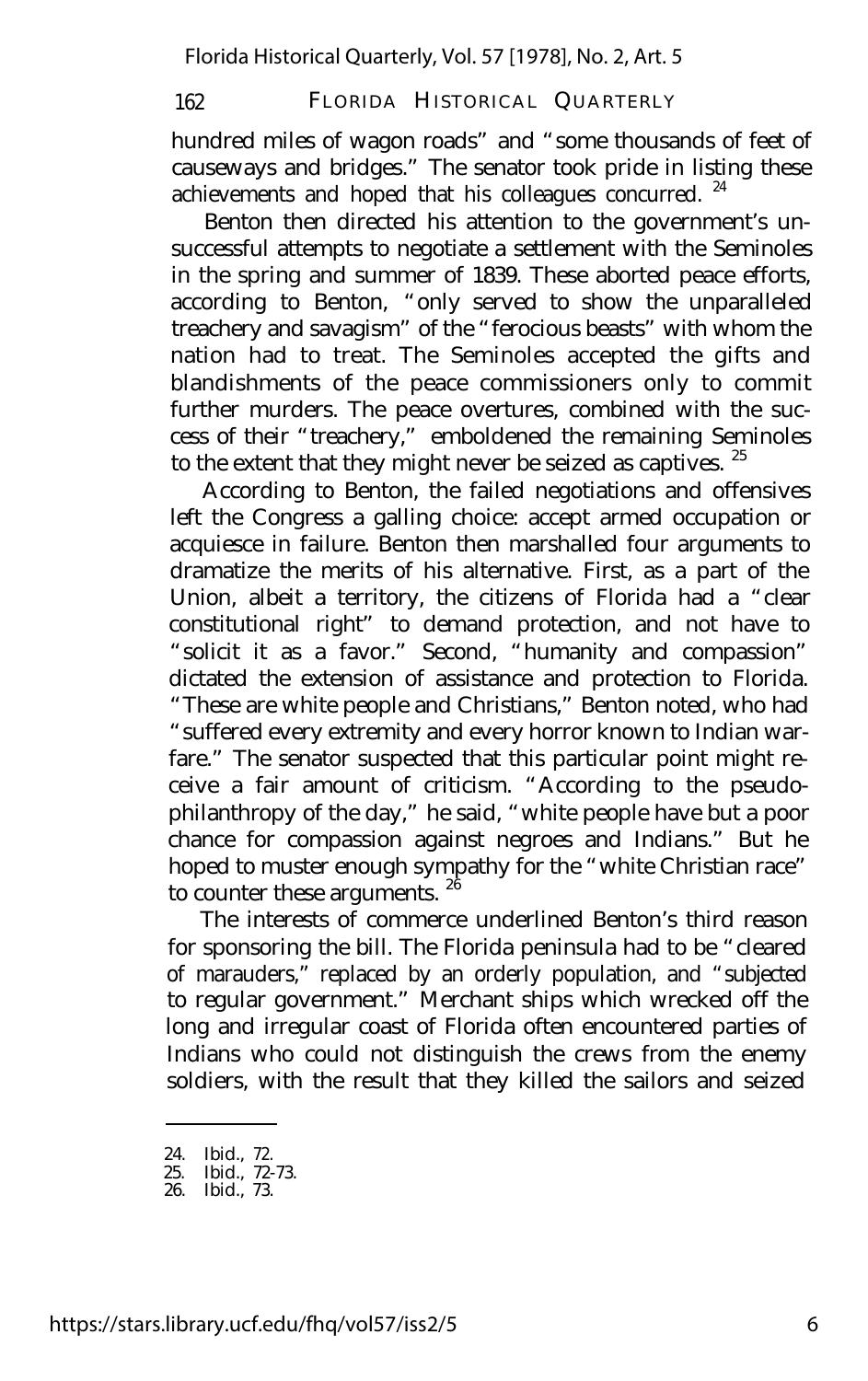hundred miles of wagon roads" and "some thousands of feet of causeways and bridges." The senator took pride in listing these achievements and hoped that his colleagues concurred. [24]

Benton then directed his attention to the government's unsuccessful attempts to negotiate a settlement with the Seminoles in the spring and summer of 1839. These aborted peace efforts, according to Benton, "only served to show the unparalleled treachery and savagism" of the "ferocious beasts" with whom the nation had to treat. The Seminoles accepted the gifts and blandishments of the peace commissioners only to commit further murders. The peace overtures, combined with the success of their "treachery," emboldened the remaining Seminoles to the extent that they might never be seized as captives. [25]

According to Benton, the failed negotiations and offensives left the Congress a galling choice: accept armed occupation or acquiesce in failure. Benton then marshalled four arguments to dramatize the merits of his alternative. First, as a part of the Union, albeit a territory, the citizens of Florida had a "clear constitutional right" to demand protection, and not have to "solicit it as a favor." Second, "humanity and compassion" dictated the extension of assistance and protection to Florida. "These are white people and Christians," Benton noted, who had "suffered every extremity and every horror known to Indian warfare." The senator suspected that this particular point might receive a fair amount of criticism. "According to the pseudo-philanthropy of the day," he said, "white people have but a poor chance for compassion against negroes and Indians." But he hoped to muster enough sympathy for the "white Christian race" to counter these arguments. [26]

The interests of commerce underlined Benton's third reason for sponsoring the bill. The Florida peninsula had to be "cleared of marauders," replaced by an orderly population, and "subjected to regular government." Merchant ships which wrecked off the long and irregular coast of Florida often encountered parties of Indians who could not distinguish the crews from the enemy soldiers, with the result that they killed the sailors and seized

---

24. Ibid., 72.
25. Ibid., 72-73.
26. Ibid., 73.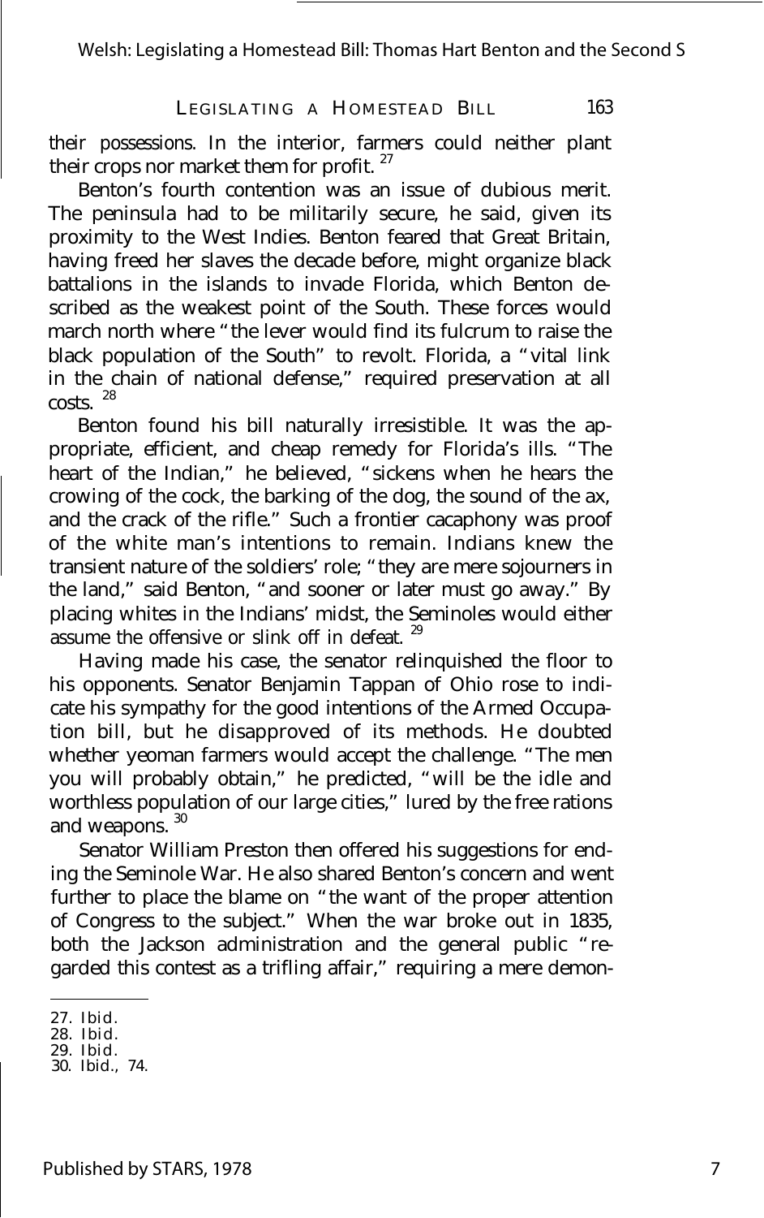their possessions. In the interior, farmers could neither plant their crops nor market them for profit.[27]

Benton's fourth contention was an issue of dubious merit. The peninsula had to be militarily secure, he said, given its proximity to the West Indies. Benton feared that Great Britain, having freed her slaves the decade before, might organize black battalions in the islands to invade Florida, which Benton described as the weakest point of the South. These forces would march north where "the lever would find its fulcrum to raise the black population of the South" to revolt. Florida, a "vital link in the chain of national defense," required preservation at all costs.[28]

Benton found his bill naturally irresistible. It was the appropriate, efficient, and cheap remedy for Florida's ills. "The heart of the Indian," he believed, "sickens when he hears the crowing of the cock, the barking of the dog, the sound of the ax, and the crack of the rifle." Such a frontier cacaphony was proof of the white man's intentions to remain. Indians knew the transient nature of the soldiers' role; "they are mere sojourners in the land," said Benton, "and sooner or later must go away." By placing whites in the Indians' midst, the Seminoles would either assume the offensive or slink off in defeat.[29]

Having made his case, the senator relinquished the floor to his opponents. Senator Benjamin Tappan of Ohio rose to indicate his sympathy for the good intentions of the Armed Occupation bill, but he disapproved of its methods. He doubted whether yeoman farmers would accept the challenge. "The men you will probably obtain," he predicted, "will be the idle and worthless population of our large cities," lured by the free rations and weapons.[30]

Senator William Preston then offered his suggestions for ending the Seminole War. He also shared Benton's concern and went further to place the blame on "the want of the proper attention of Congress to the subject." When the war broke out in 1835, both the Jackson administration and the general public "regarded this contest as a trifling affair," requiring a mere demon-

27. Ibid.
28. Ibid.
29. Ibid.
30. Ibid., 74.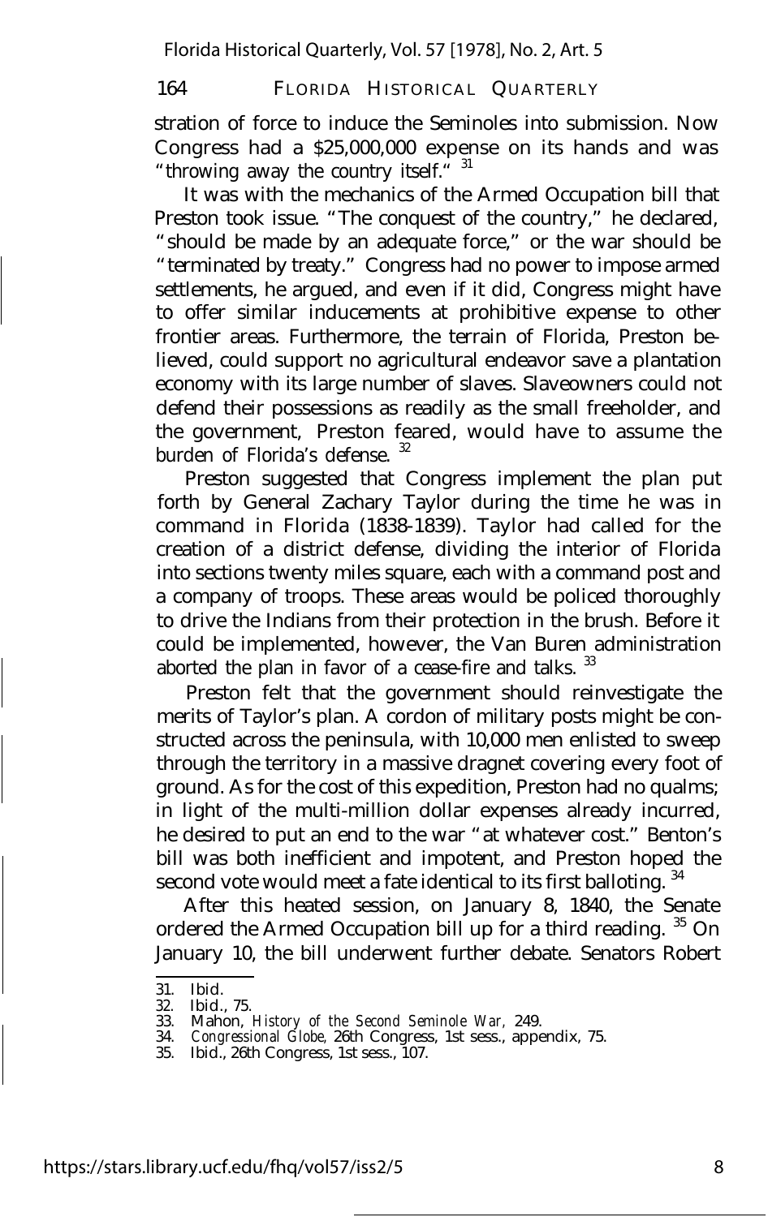stration of force to induce the Seminoles into submission. Now Congress had a $25,000,000 expense on its hands and was "throwing away the country itself."[31]

It was with the mechanics of the Armed Occupation bill that Preston took issue. "The conquest of the country," he declared, "should be made by an adequate force," or the war should be "terminated by treaty." Congress had no power to impose armed settlements, he argued, and even if it did, Congress might have to offer similar inducements at prohibitive expense to other frontier areas. Furthermore, the terrain of Florida, Preston believed, could support no agricultural endeavor save a plantation economy with its large number of slaves. Slaveowners could not defend their possessions as readily as the small freeholder, and the government, Preston feared, would have to assume the burden of Florida's defense.[32]

Preston suggested that Congress implement the plan put forth by General Zachary Taylor during the time he was in command in Florida (1838-1839). Taylor had called for the creation of a district defense, dividing the interior of Florida into sections twenty miles square, each with a command post and a company of troops. These areas would be policed thoroughly to drive the Indians from their protection in the brush. Before it could be implemented, however, the Van Buren administration aborted the plan in favor of a cease-fire and talks.[33]

Preston felt that the government should reinvestigate the merits of Taylor's plan. A cordon of military posts might be constructed across the peninsula, with 10,000 men enlisted to sweep through the territory in a massive dragnet covering every foot of ground. As for the cost of this expedition, Preston had no qualms; in light of the multi-million dollar expenses already incurred, he desired to put an end to the war "at whatever cost." Benton's bill was both inefficient and impotent, and Preston hoped the second vote would meet a fate identical to its first balloting.[34]

After this heated session, on January 8, 1840, the Senate ordered the Armed Occupation bill up for a third reading.[35] On January 10, the bill underwent further debate. Senators Robert

---

31. Ibid.
32. Ibid., 75.
33. Mahon, *History of the Second Seminole War,* 249.
34. *Congressional Globe,* 26th Congress, 1st sess., appendix, 75.
35. Ibid., 26th Congress, 1st sess., 107.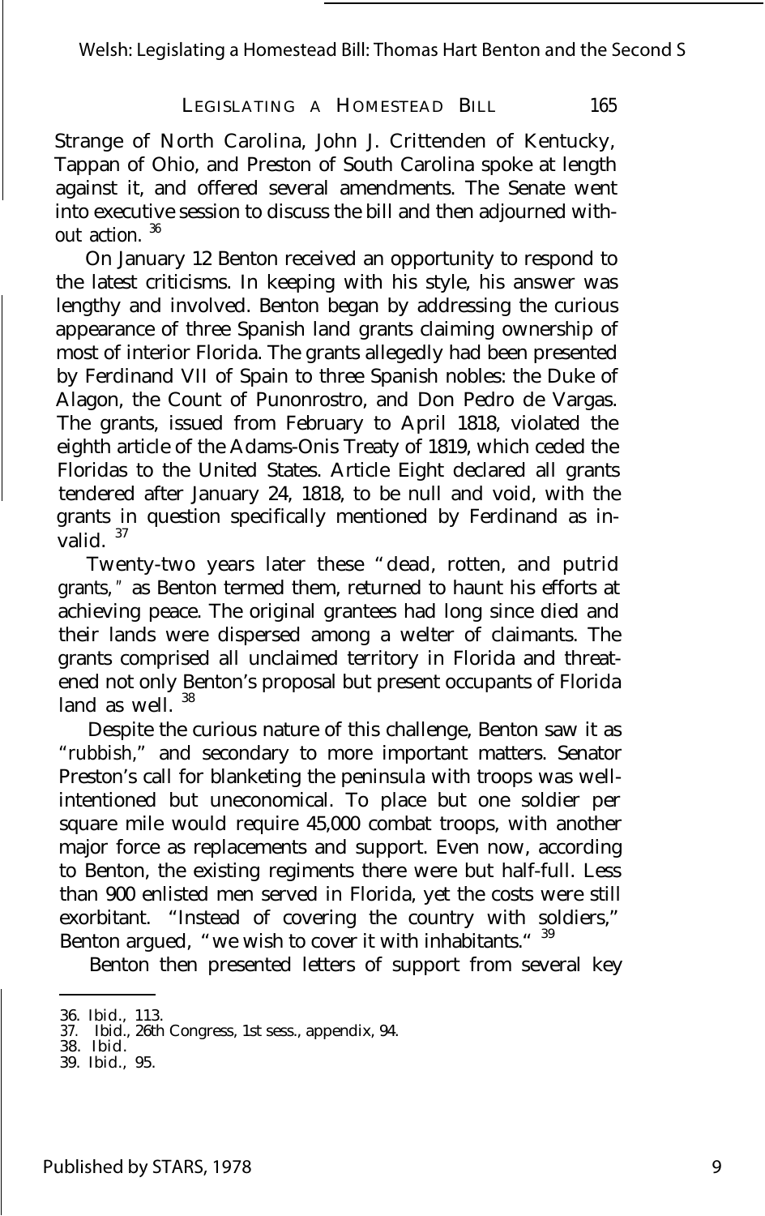Strange of North Carolina, John J. Crittenden of Kentucky, Tappan of Ohio, and Preston of South Carolina spoke at length against it, and offered several amendments. The Senate went into executive session to discuss the bill and then adjourned without action. [36]

On January 12 Benton received an opportunity to respond to the latest criticisms. In keeping with his style, his answer was lengthy and involved. Benton began by addressing the curious appearance of three Spanish land grants claiming ownership of most of interior Florida. The grants allegedly had been presented by Ferdinand VII of Spain to three Spanish nobles: the Duke of Alagon, the Count of Punonrostro, and Don Pedro de Vargas. The grants, issued from February to April 1818, violated the eighth article of the Adams-Onis Treaty of 1819, which ceded the Floridas to the United States. Article Eight declared all grants tendered after January 24, 1818, to be null and void, with the grants in question specifically mentioned by Ferdinand as invalid. [37]

Twenty-two years later these "dead, rotten, and putrid grants," as Benton termed them, returned to haunt his efforts at achieving peace. The original grantees had long since died and their lands were dispersed among a welter of claimants. The grants comprised all unclaimed territory in Florida and threatened not only Benton's proposal but present occupants of Florida land as well. [38]

Despite the curious nature of this challenge, Benton saw it as "rubbish," and secondary to more important matters. Senator Preston's call for blanketing the peninsula with troops was well-intentioned but uneconomical. To place but one soldier per square mile would require 45,000 combat troops, with another major force as replacements and support. Even now, according to Benton, the existing regiments there were but half-full. Less than 900 enlisted men served in Florida, yet the costs were still exorbitant. "Instead of covering the country with soldiers," Benton argued, "we wish to cover it with inhabitants." [39]

Benton then presented letters of support from several key

36. Ibid., 113.
37. Ibid., 26th Congress, 1st sess., appendix, 94.
38. Ibid.
39. Ibid., 95.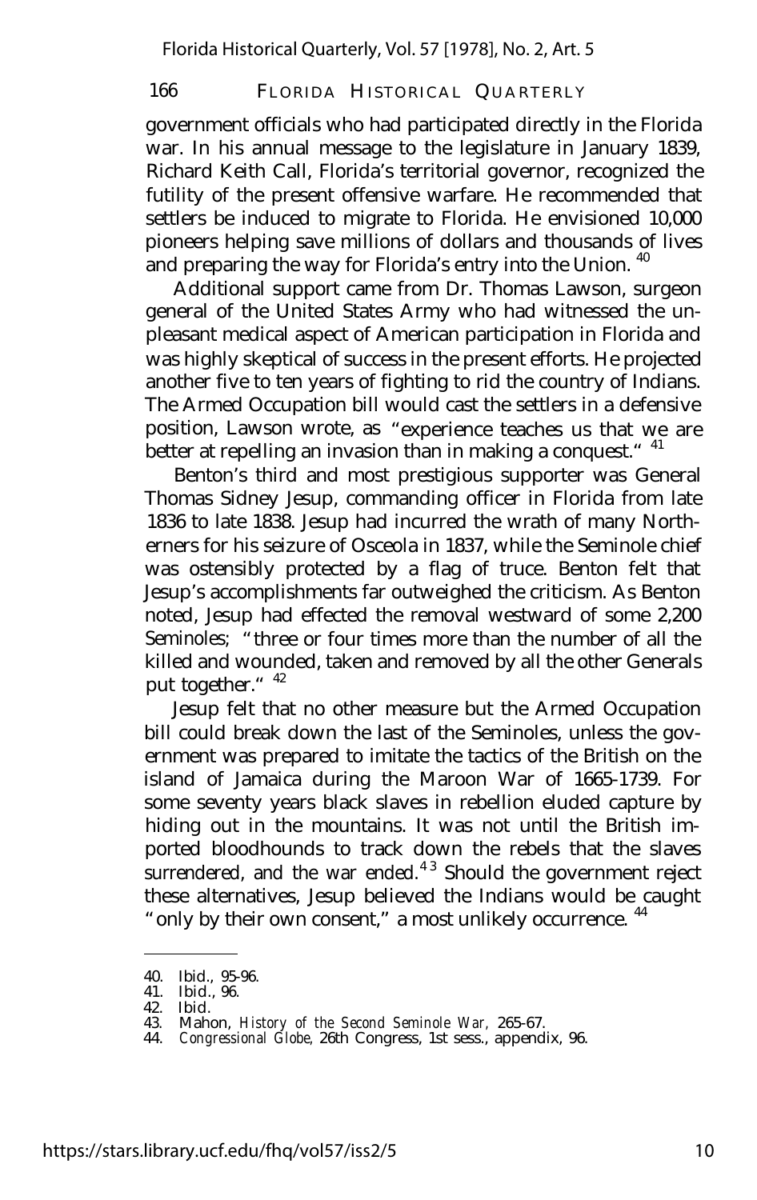government officials who had participated directly in the Florida war. In his annual message to the legislature in January 1839, Richard Keith Call, Florida's territorial governor, recognized the futility of the present offensive warfare. He recommended that settlers be induced to migrate to Florida. He envisioned 10,000 pioneers helping save millions of dollars and thousands of lives and preparing the way for Florida's entry into the Union. [40]

Additional support came from Dr. Thomas Lawson, surgeon general of the United States Army who had witnessed the unpleasant medical aspect of American participation in Florida and was highly skeptical of success in the present efforts. He projected another five to ten years of fighting to rid the country of Indians. The Armed Occupation bill would cast the settlers in a defensive position, Lawson wrote, as "experience teaches us that we are better at repelling an invasion than in making a conquest." [41]

Benton's third and most prestigious supporter was General Thomas Sidney Jesup, commanding officer in Florida from late 1836 to late 1838. Jesup had incurred the wrath of many Northerners for his seizure of Osceola in 1837, while the Seminole chief was ostensibly protected by a flag of truce. Benton felt that Jesup's accomplishments far outweighed the criticism. As Benton noted, Jesup had effected the removal westward of some 2,200 Seminoles; "three or four times more than the number of all the killed and wounded, taken and removed by all the other Generals put together." [42]

Jesup felt that no other measure but the Armed Occupation bill could break down the last of the Seminoles, unless the government was prepared to imitate the tactics of the British on the island of Jamaica during the Maroon War of 1665-1739. For some seventy years black slaves in rebellion eluded capture by hiding out in the mountains. It was not until the British imported bloodhounds to track down the rebels that the slaves surrendered, and the war ended.[43] Should the government reject these alternatives, Jesup believed the Indians would be caught "only by their own consent," a most unlikely occurrence. [44]

---

40. Ibid., 95-96.
41. Ibid., 96.
42. Ibid.
43. Mahon, *History of the Second Seminole War,* 265-67.
44. *Congressional Globe,* 26th Congress, 1st sess., appendix, 96.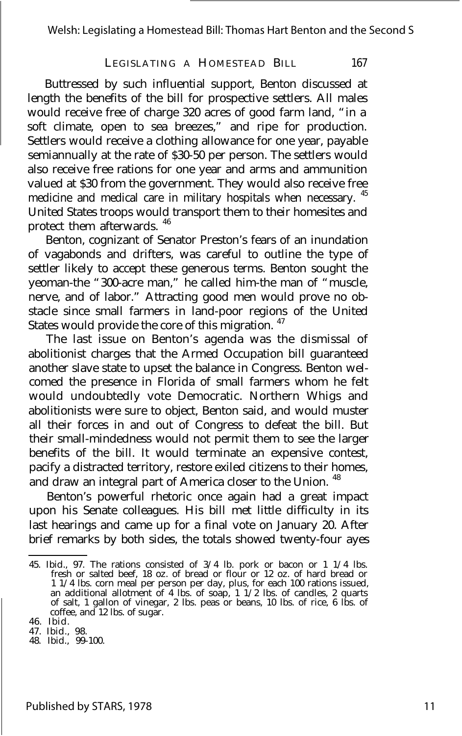Buttressed by such influential support, Benton discussed at length the benefits of the bill for prospective settlers. All males would receive free of charge 320 acres of good farm land, "in a soft climate, open to sea breezes," and ripe for production. Settlers would receive a clothing allowance for one year, payable semiannually at the rate of $30-50 per person. The settlers would also receive free rations for one year and arms and ammunition valued at $30 from the government. They would also receive free medicine and medical care in military hospitals when necessary. [45] United States troops would transport them to their homesites and protect them afterwards. [46]

Benton, cognizant of Senator Preston's fears of an inundation of vagabonds and drifters, was careful to outline the type of settler likely to accept these generous terms. Benton sought the yeoman-the "300-acre man," he called him-the man of "muscle, nerve, and of labor." Attracting good men would prove no obstacle since small farmers in land-poor regions of the United States would provide the core of this migration. [47]

The last issue on Benton's agenda was the dismissal of abolitionist charges that the Armed Occupation bill guaranteed another slave state to upset the balance in Congress. Benton welcomed the presence in Florida of small farmers whom he felt would undoubtedly vote Democratic. Northern Whigs and abolitionists were sure to object, Benton said, and would muster all their forces in and out of Congress to defeat the bill. But their small-mindedness would not permit them to see the larger benefits of the bill. It would terminate an expensive contest, pacify a distracted territory, restore exiled citizens to their homes, and draw an integral part of America closer to the Union. [48]

Benton's powerful rhetoric once again had a great impact upon his Senate colleagues. His bill met little difficulty in its last hearings and came up for a final vote on January 20. After brief remarks by both sides, the totals showed twenty-four ayes

---

45. Ibid., 97. The rations consisted of 3/4 lb. pork or bacon or 1 1/4 lbs. fresh or salted beef, 18 oz. of bread or flour or 12 oz. of hard bread or 1 1/4 lbs. corn meal per person per day, plus, for each 100 rations issued, an additional allotment of 4 lbs. of soap, 1 1/2 lbs. of candles, 2 quarts of salt, 1 gallon of vinegar, 2 lbs. peas or beans, 10 lbs. of rice, 6 lbs. of coffee, and 12 lbs. of sugar.

46. Ibid.

47. Ibid., 98.

48. Ibid., 99-100.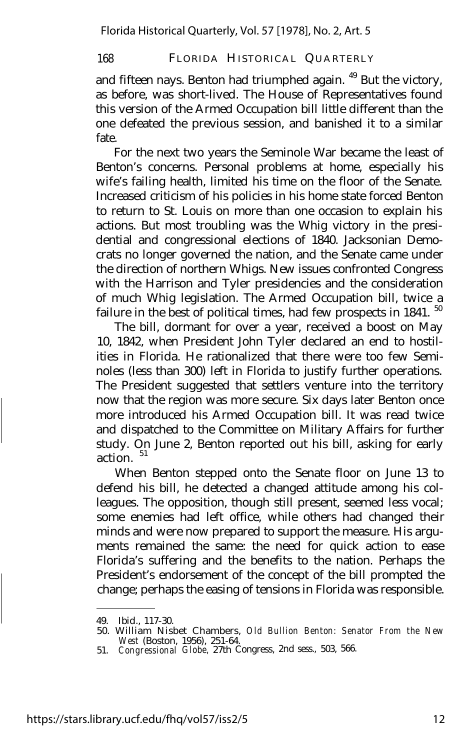and fifteen nays. Benton had triumphed again. [49] But the victory, as before, was short-lived. The House of Representatives found this version of the Armed Occupation bill little different than the one defeated the previous session, and banished it to a similar fate.

For the next two years the Seminole War became the least of Benton's concerns. Personal problems at home, especially his wife's failing health, limited his time on the floor of the Senate. Increased criticism of his policies in his home state forced Benton to return to St. Louis on more than one occasion to explain his actions. But most troubling was the Whig victory in the presidential and congressional elections of 1840. Jacksonian Democrats no longer governed the nation, and the Senate came under the direction of northern Whigs. New issues confronted Congress with the Harrison and Tyler presidencies and the consideration of much Whig legislation. The Armed Occupation bill, twice a failure in the best of political times, had few prospects in 1841. [50]

The bill, dormant for over a year, received a boost on May 10, 1842, when President John Tyler declared an end to hostilities in Florida. He rationalized that there were too few Seminoles (less than 300) left in Florida to justify further operations. The President suggested that settlers venture into the territory now that the region was more secure. Six days later Benton once more introduced his Armed Occupation bill. It was read twice and dispatched to the Committee on Military Affairs for further study. On June 2, Benton reported out his bill, asking for early action. [51]

When Benton stepped onto the Senate floor on June 13 to defend his bill, he detected a changed attitude among his colleagues. The opposition, though still present, seemed less vocal; some enemies had left office, while others had changed their minds and were now prepared to support the measure. His arguments remained the same: the need for quick action to ease Florida's suffering and the benefits to the nation. Perhaps the President's endorsement of the concept of the bill prompted the change; perhaps the easing of tensions in Florida was responsible.

---

49. Ibid., 117-30.
50. William Nisbet Chambers, *Old Bullion Benton: Senator From the New West* (Boston, 1956), 251-64.
51. *Congressional Globe*, 27th Congress, 2nd sess., 503, 566.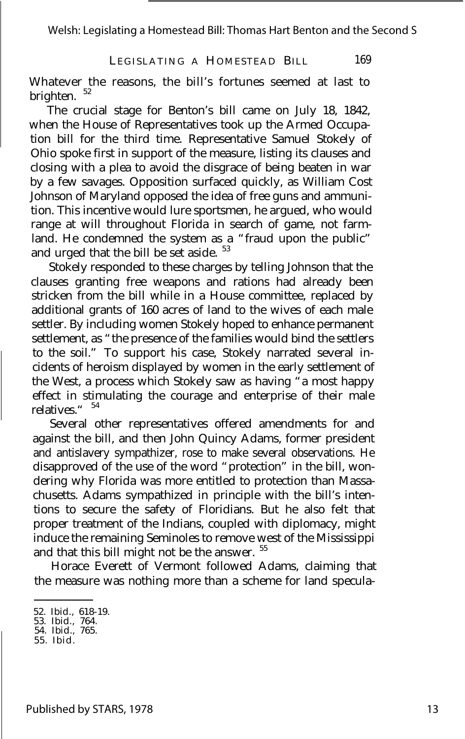Whatever the reasons, the bill's fortunes seemed at last to brighten. [52]

The crucial stage for Benton's bill came on July 18, 1842, when the House of Representatives took up the Armed Occupation bill for the third time. Representative Samuel Stokely of Ohio spoke first in support of the measure, listing its clauses and closing with a plea to avoid the disgrace of being beaten in war by a few savages. Opposition surfaced quickly, as William Cost Johnson of Maryland opposed the idea of free guns and ammunition. This incentive would lure sportsmen, he argued, who would range at will throughout Florida in search of game, not farmland. He condemned the system as a "fraud upon the public" and urged that the bill be set aside. [53]

Stokely responded to these charges by telling Johnson that the clauses granting free weapons and rations had already been stricken from the bill while in a House committee, replaced by additional grants of 160 acres of land to the wives of each male settler. By including women Stokely hoped to enhance permanent settlement, as "the presence of the families would bind the settlers to the soil." To support his case, Stokely narrated several incidents of heroism displayed by women in the early settlement of the West, a process which Stokely saw as having "a most happy effect in stimulating the courage and enterprise of their male relatives." [54]

Several other representatives offered amendments for and against the bill, and then John Quincy Adams, former president and antislavery sympathizer, rose to make several observations. He disapproved of the use of the word "protection" in the bill, wondering why Florida was more entitled to protection than Massachusetts. Adams sympathized in principle with the bill's intentions to secure the safety of Floridians. But he also felt that proper treatment of the Indians, coupled with diplomacy, might induce the remaining Seminoles to remove west of the Mississippi and that this bill might not be the answer. [55]

Horace Everett of Vermont followed Adams, claiming that the measure was nothing more than a scheme for land specula-

52. Ibid., 618-19.
53. Ibid., 764.
54. Ibid., 765.
55. Ibid.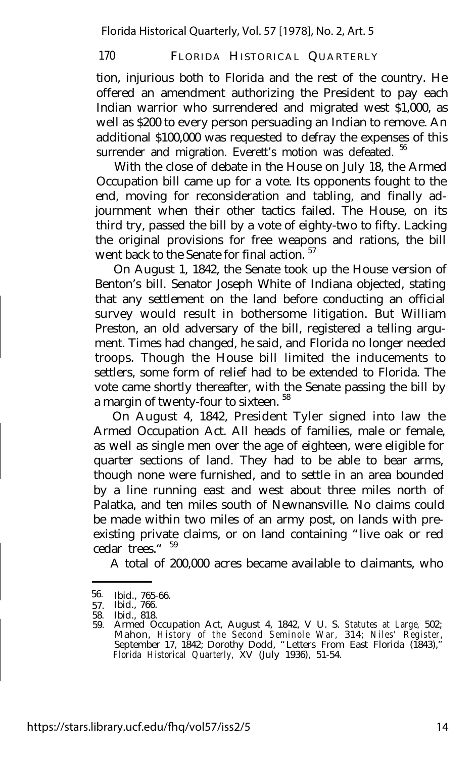tion, injurious both to Florida and the rest of the country. He offered an amendment authorizing the President to pay each Indian warrior who surrendered and migrated west $1,000, as well as $200 to every person persuading an Indian to remove. An additional $100,000 was requested to defray the expenses of this surrender and migration. Everett's motion was defeated. [56]

With the close of debate in the House on July 18, the Armed Occupation bill came up for a vote. Its opponents fought to the end, moving for reconsideration and tabling, and finally adjournment when their other tactics failed. The House, on its third try, passed the bill by a vote of eighty-two to fifty. Lacking the original provisions for free weapons and rations, the bill went back to the Senate for final action. [57]

On August 1, 1842, the Senate took up the House version of Benton's bill. Senator Joseph White of Indiana objected, stating that any settlement on the land before conducting an official survey would result in bothersome litigation. But William Preston, an old adversary of the bill, registered a telling argument. Times had changed, he said, and Florida no longer needed troops. Though the House bill limited the inducements to settlers, some form of relief had to be extended to Florida. The vote came shortly thereafter, with the Senate passing the bill by a margin of twenty-four to sixteen. [58]

On August 4, 1842, President Tyler signed into law the Armed Occupation Act. All heads of families, male or female, as well as single men over the age of eighteen, were eligible for quarter sections of land. They had to be able to bear arms, though none were furnished, and to settle in an area bounded by a line running east and west about three miles north of Palatka, and ten miles south of Newnansville. No claims could be made within two miles of an army post, on lands with preexisting private claims, or on land containing "live oak or red cedar trees." [59]

A total of 200,000 acres became available to claimants, who

---

56. Ibid., 765-66.
57. Ibid., 766.
58. Ibid., 818.
59. Armed Occupation Act, August 4, 1842, V U. S. *Statutes at Large,* 502; Mahon, *History of the Second Seminole War,* 314; *Niles' Register,* September 17, 1842; Dorothy Dodd, "Letters From East Florida (1843)," *Florida Historical Quarterly,* XV (July 1936), 51-54.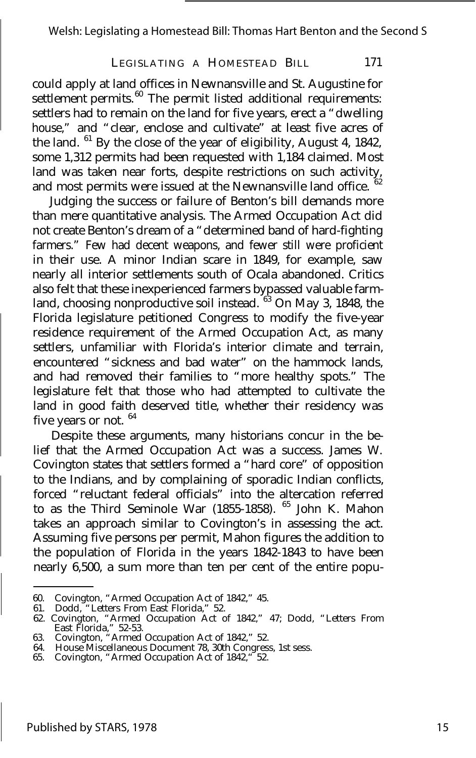could apply at land offices in Newnansville and St. Augustine for settlement permits.[60] The permit listed additional requirements: settlers had to remain on the land for five years, erect a "dwelling house," and "clear, enclose and cultivate" at least five acres of the land.[61] By the close of the year of eligibility, August 4, 1842, some 1,312 permits had been requested with 1,184 claimed. Most land was taken near forts, despite restrictions on such activity, and most permits were issued at the Newnansville land office.[62]

Judging the success or failure of Benton's bill demands more than mere quantitative analysis. The Armed Occupation Act did not create Benton's dream of a "determined band of hard-fighting farmers." Few had decent weapons, and fewer still were proficient in their use. A minor Indian scare in 1849, for example, saw nearly all interior settlements south of Ocala abandoned. Critics also felt that these inexperienced farmers bypassed valuable farmland, choosing nonproductive soil instead.[63] On May 3, 1848, the Florida legislature petitioned Congress to modify the five-year residence requirement of the Armed Occupation Act, as many settlers, unfamiliar with Florida's interior climate and terrain, encountered "sickness and bad water" on the hammock lands, and had removed their families to "more healthy spots." The legislature felt that those who had attempted to cultivate the land in good faith deserved title, whether their residency was five years or not.[64]

Despite these arguments, many historians concur in the belief that the Armed Occupation Act was a success. James W. Covington states that settlers formed a "hard core" of opposition to the Indians, and by complaining of sporadic Indian conflicts, forced "reluctant federal officials" into the altercation referred to as the Third Seminole War (1855-1858).[65] John K. Mahon takes an approach similar to Covington's in assessing the act. Assuming five persons per permit, Mahon figures the addition to the population of Florida in the years 1842-1843 to have been nearly 6,500, a sum more than ten per cent of the entire popu-

---

60. Covington, "Armed Occupation Act of 1842," 45.
61. Dodd, "Letters From East Florida," 52.
62. Covington, "Armed Occupation Act of 1842," 47; Dodd, "Letters From East Florida," 52-53.
63. Covington, "Armed Occupation Act of 1842," 52.
64. House Miscellaneous Document 78, 30th Congress, 1st sess.
65. Covington, "Armed Occupation Act of 1842," 52.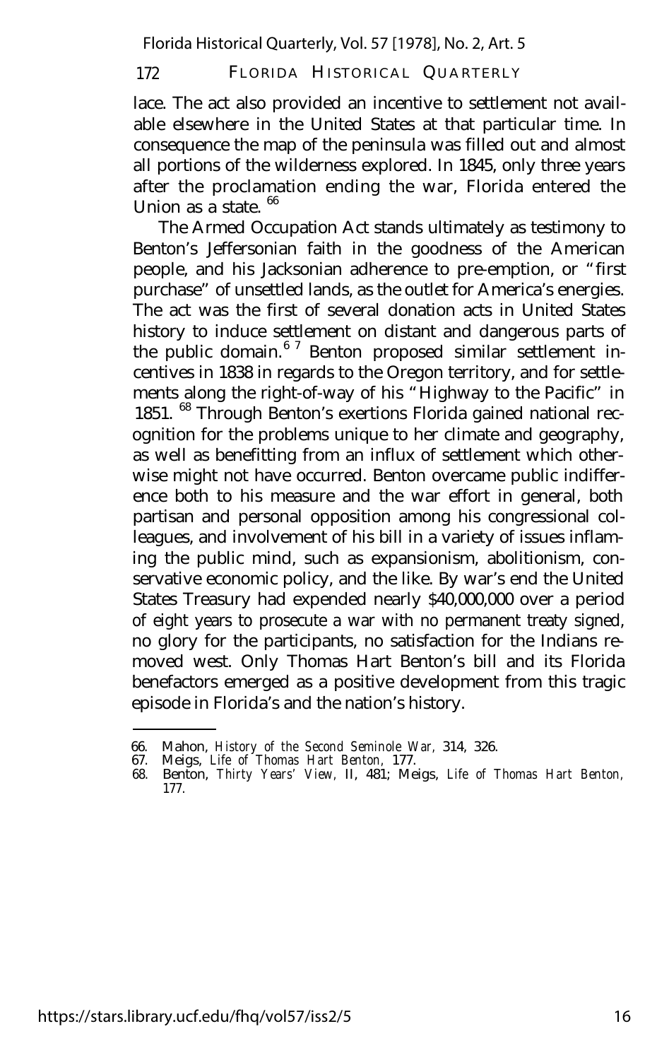lace. The act also provided an incentive to settlement not available elsewhere in the United States at that particular time. In consequence the map of the peninsula was filled out and almost all portions of the wilderness explored. In 1845, only three years after the proclamation ending the war, Florida entered the Union as a state. [66]

The Armed Occupation Act stands ultimately as testimony to Benton's Jeffersonian faith in the goodness of the American people, and his Jacksonian adherence to pre-emption, or "first purchase" of unsettled lands, as the outlet for America's energies. The act was the first of several donation acts in United States history to induce settlement on distant and dangerous parts of the public domain. [67] Benton proposed similar settlement incentives in 1838 in regards to the Oregon territory, and for settlements along the right-of-way of his "Highway to the Pacific" in 1851. [68] Through Benton's exertions Florida gained national recognition for the problems unique to her climate and geography, as well as benefitting from an influx of settlement which otherwise might not have occurred. Benton overcame public indifference both to his measure and the war effort in general, both partisan and personal opposition among his congressional colleagues, and involvement of his bill in a variety of issues inflaming the public mind, such as expansionism, abolitionism, conservative economic policy, and the like. By war's end the United States Treasury had expended nearly $40,000,000 over a period of eight years to prosecute a war with no permanent treaty signed, no glory for the participants, no satisfaction for the Indians removed west. Only Thomas Hart Benton's bill and its Florida benefactors emerged as a positive development from this tragic episode in Florida's and the nation's history.

---

66. Mahon, *History of the Second Seminole War*, 314, 326.
67. Meigs, *Life of Thomas Hart Benton*, 177.
68. Benton, *Thirty Years' View*, II, 481; Meigs, *Life of Thomas Hart Benton*, 177.